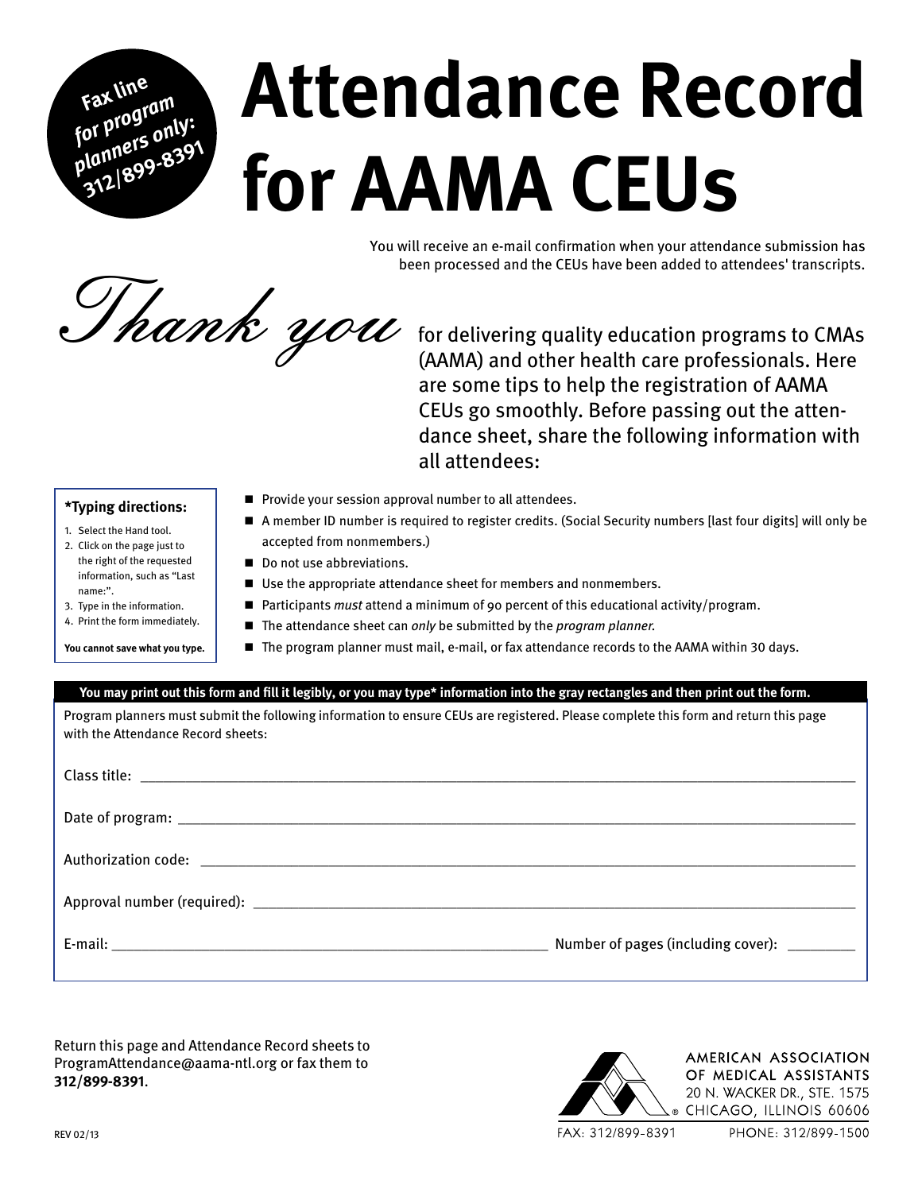**Fax line for program planners only: 312/899-8391**

# Attendance Record for AAMA CEUs

You will receive an e-mail confirmation when your attendance submission has been processed and the CEUs have been added to attendees' transcripts.

*Thank you* for delivering quality education programs to CMAs (AAMA) and other health care professionals. Here are some tips to help the registration of AAMA CEUs go smoothly. Before passing out the attendance sheet, share the following information with all attendees:

**\*Typing directions:**

1. Select the Hand tool.
2. Click on the page just to the right of the requested information, such as "Last name:".
3. Type in the information.
4. Print the form immediately.

**You cannot save what you type.**

- Provide your session approval number to all attendees.
- A member ID number is required to register credits. (Social Security numbers [last four digits] will only be accepted from nonmembers.)
- Do not use abbreviations.
- Use the appropriate attendance sheet for members and nonmembers.
- Participants *must* attend a minimum of 90 percent of this educational activity/program.
- The attendance sheet can *only* be submitted by the *program planner*.
- The program planner must mail, e-mail, or fax attendance records to the AAMA within 30 days.

**You may print out this form and fill it legibly, or you may type\* information into the gray rectangles and then print out the form.**

Program planners must submit the following information to ensure CEUs are registered. Please complete this form and return this page with the Attendance Record sheets:

Class title: ____________________

Date of program: ____________________

Authorization code: ____________________

Approval number (required): ____________________

E-mail: ____________________ Number of pages (including cover): ________

Return this page and Attendance Record sheets to ProgramAttendance@aama-ntl.org or fax them to **312/899-8391**.

AMERICAN ASSOCIATION OF MEDICAL ASSISTANTS
20 N. WACKER DR., STE. 1575
CHICAGO, ILLINOIS 60606

FAX: 312/899-8391 PHONE: 312/899-1500

REV 02/13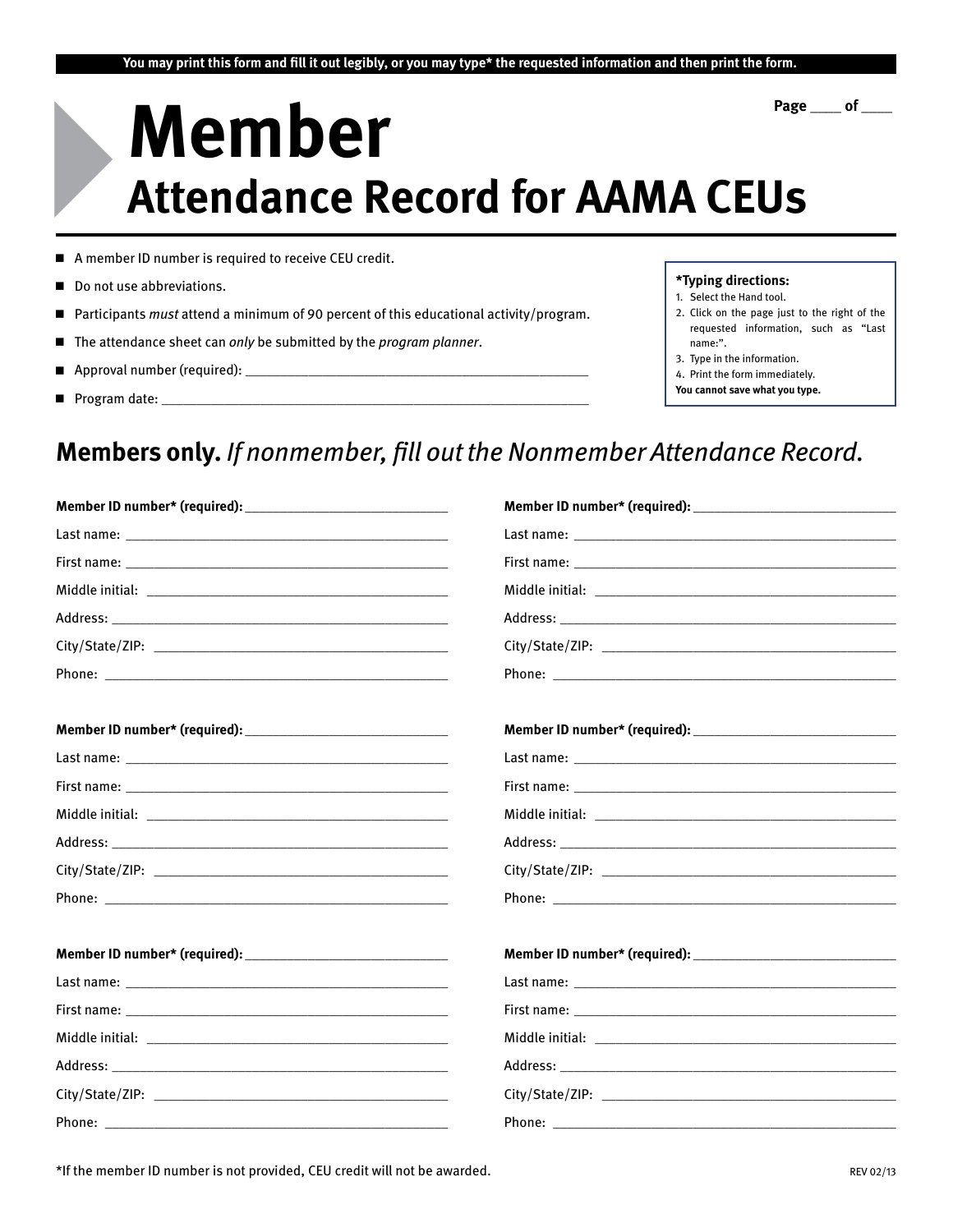You may print this form and fill it out legibly, or you may type* the requested information and then print the form.

Page ____ of ____

# Member
## Attendance Record for AAMA CEUs

- A member ID number is required to receive CEU credit.
- Do not use abbreviations.
- Participants *must* attend a minimum of 90 percent of this educational activity/program.
- The attendance sheet can *only* be submitted by the *program planner*.
- Approval number (required): ___________________________________________
- Program date: _______________________________________________________

**\*Typing directions:**
1. Select the Hand tool.
2. Click on the page just to the right of the requested information, such as "Last name:".
3. Type in the information.
4. Print the form immediately.

**You cannot save what you type.**

## Members only. *If nonmember, fill out the Nonmember Attendance Record.*

**Member ID number\* (required):** ___________________________
Last name: ___________________________________________
First name: ___________________________________________
Middle initial: ________________________________________
Address: _____________________________________________
City/State/ZIP: ________________________________________
Phone: ______________________________________________

**Member ID number\* (required):** ___________________________
Last name: ___________________________________________
First name: ___________________________________________
Middle initial: ________________________________________
Address: _____________________________________________
City/State/ZIP: ________________________________________
Phone: ______________________________________________

**Member ID number\* (required):** ___________________________
Last name: ___________________________________________
First name: ___________________________________________
Middle initial: ________________________________________
Address: _____________________________________________
City/State/ZIP: ________________________________________
Phone: ______________________________________________

**Member ID number\* (required):** ___________________________
Last name: ___________________________________________
First name: ___________________________________________
Middle initial: ________________________________________
Address: _____________________________________________
City/State/ZIP: ________________________________________
Phone: ______________________________________________

**Member ID number\* (required):** ___________________________
Last name: ___________________________________________
First name: ___________________________________________
Middle initial: ________________________________________
Address: _____________________________________________
City/State/ZIP: ________________________________________
Phone: ______________________________________________

**Member ID number\* (required):** ___________________________
Last name: ___________________________________________
First name: ___________________________________________
Middle initial: ________________________________________
Address: _____________________________________________
City/State/ZIP: ________________________________________
Phone: ______________________________________________

\*If the member ID number is not provided, CEU credit will not be awarded.

REV 02/13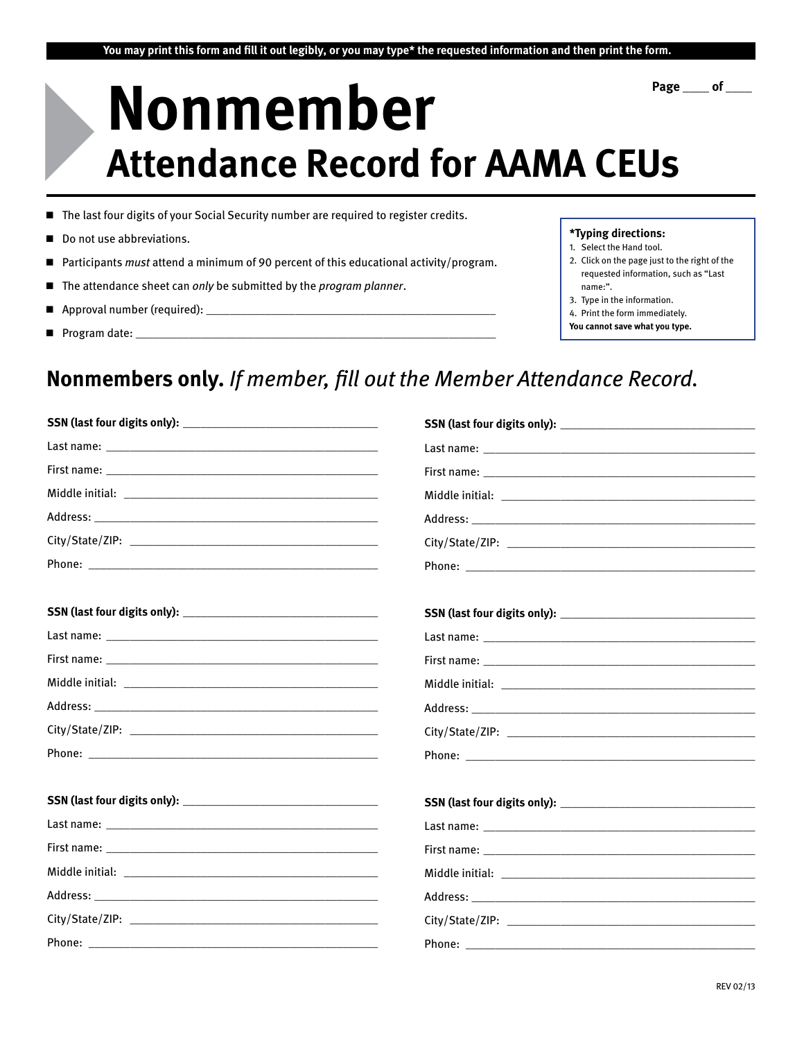You may print this form and fill it out legibly, or you may type* the requested information and then print the form.

Page ____ of ____

# Nonmember
## Attendance Record for AAMA CEUs

- The last four digits of your Social Security number are required to register credits.
- Do not use abbreviations.
- Participants *must* attend a minimum of 90 percent of this educational activity/program.
- The attendance sheet can *only* be submitted by the *program planner*.
- Approval number (required): ____________________________________________
- Program date: ____________________________________________________

**\*Typing directions:**
1. Select the Hand tool.
2. Click on the page just to the right of the requested information, such as "Last name:".
3. Type in the information.
4. Print the form immediately.

**You cannot save what you type.**

## Nonmembers only. *If member, fill out the Member Attendance Record.*

**SSN (last four digits only):** ______________________________
Last name: __________________________________________
First name: __________________________________________
Middle initial: ________________________________________
Address: ____________________________________________
City/State/ZIP: ________________________________________
Phone: ______________________________________________

**SSN (last four digits only):** ______________________________
Last name: __________________________________________
First name: __________________________________________
Middle initial: ________________________________________
Address: ____________________________________________
City/State/ZIP: ________________________________________
Phone: ______________________________________________

**SSN (last four digits only):** ______________________________
Last name: __________________________________________
First name: __________________________________________
Middle initial: ________________________________________
Address: ____________________________________________
City/State/ZIP: ________________________________________
Phone: ______________________________________________

**SSN (last four digits only):** ______________________________
Last name: __________________________________________
First name: __________________________________________
Middle initial: ________________________________________
Address: ____________________________________________
City/State/ZIP: ________________________________________
Phone: ______________________________________________

**SSN (last four digits only):** ______________________________
Last name: __________________________________________
First name: __________________________________________
Middle initial: ________________________________________
Address: ____________________________________________
City/State/ZIP: ________________________________________
Phone: ______________________________________________

**SSN (last four digits only):** ______________________________
Last name: __________________________________________
First name: __________________________________________
Middle initial: ________________________________________
Address: ____________________________________________
City/State/ZIP: ________________________________________
Phone: ______________________________________________

REV 02/13